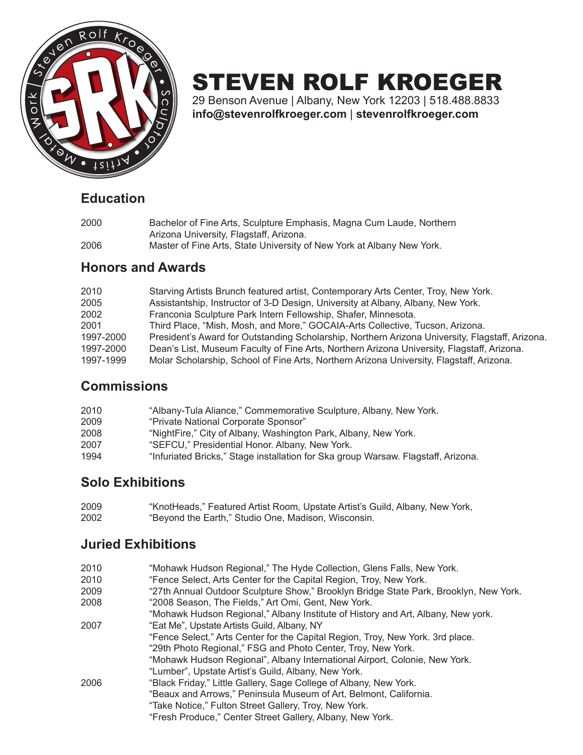# STEVEN ROLF KROEGER

29 Benson Avenue | Albany, New York 12203 | 518.488.8833
**info@stevenrolfkroeger.com** | **stevenrolfkroeger.com**

## Education

| | |
|---|---|
| 2000 | Bachelor of Fine Arts, Sculpture Emphasis, Magna Cum Laude, Northern Arizona University, Flagstaff, Arizona. |
| 2006 | Master of Fine Arts, State University of New York at Albany New York. |

## Honors and Awards

| | |
|---|---|
| 2010 | Starving Artists Brunch featured artist, Contemporary Arts Center, Troy, New York. |
| 2005 | Assistantship, Instructor of 3-D Design, University at Albany, Albany, New York. |
| 2002 | Franconia Sculpture Park Intern Fellowship, Shafer, Minnesota. |
| 2001 | Third Place, "Mish, Mosh, and More," GOCAIA-Arts Collective, Tucson, Arizona. |
| 1997-2000 | President's Award for Outstanding Scholarship, Northern Arizona University, Flagstaff, Arizona. |
| 1997-2000 | Dean's List, Museum Faculty of Fine Arts, Northern Arizona University, Flagstaff, Arizona. |
| 1997-1999 | Molar Scholarship, School of Fine Arts, Northern Arizona University, Flagstaff, Arizona. |

## Commissions

| | |
|---|---|
| 2010 | "Albany-Tula Aliance," Commemorative Sculpture, Albany, New York. |
| 2009 | "Private National Corporate Sponsor" |
| 2008 | "NightFire," City of Albany, Washington Park, Albany, New York. |
| 2007 | "SEFCU," Presidential Honor. Albany, New York. |
| 1994 | "Infuriated Bricks," Stage installation for Ska group Warsaw. Flagstaff, Arizona. |

## Solo Exhibitions

| | |
|---|---|
| 2009 | "KnotHeads," Featured Artist Room, Upstate Artist's Guild, Albany, New York, |
| 2002 | "Beyond the Earth," Studio One, Madison, Wisconsin. |

## Juried Exhibitions

| | |
|---|---|
| 2010 | "Mohawk Hudson Regional," The Hyde Collection, Glens Falls, New York. |
| 2010 | "Fence Select, Arts Center for the Capital Region, Troy, New York. |
| 2009 | "27th Annual Outdoor Sculpture Show," Brooklyn Bridge State Park, Brooklyn, New York. |
| 2008 | "2008 Season, The Fields," Art Omi, Gent, New York. |
| | "Mohawk Hudson Regional," Albany Institute of History and Art, Albany, New york. |
| 2007 | "Eat Me", Upstate Artists Guild, Albany, NY |
| | "Fence Select," Arts Center for the Capital Region, Troy, New York. 3rd place. |
| | "29th Photo Regional," FSG and Photo Center, Troy, New York. |
| | "Mohawk Hudson Regional", Albany International Airport, Colonie, New York. |
| | "Lumber", Upstate Artist's Guild, Albany, New York. |
| 2006 | "Black Friday," Little Gallery, Sage College of Albany, New York. |
| | "Beaux and Arrows," Peninsula Museum of Art, Belmont, California. |
| | "Take Notice," Fulton Street Gallery, Troy, New York. |
| | "Fresh Produce," Center Street Gallery, Albany, New York. |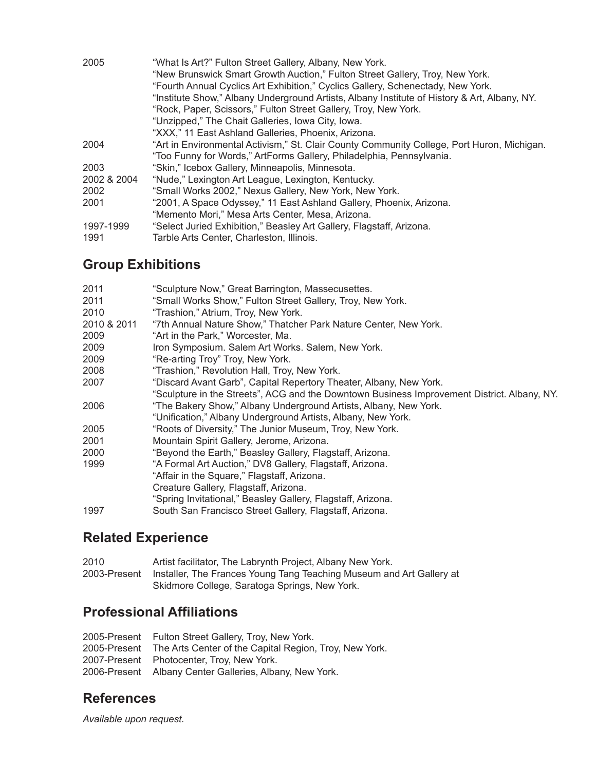| | |
|---|---|
| 2005 | "What Is Art?" Fulton Street Gallery, Albany, New York. |
| | "New Brunswick Smart Growth Auction," Fulton Street Gallery, Troy, New York. |
| | "Fourth Annual Cyclics Art Exhibition," Cyclics Gallery, Schenectady, New York. |
| | "Institute Show," Albany Underground Artists, Albany Institute of History & Art, Albany, NY. |
| | "Rock, Paper, Scissors," Fulton Street Gallery, Troy, New York. |
| | "Unzipped," The Chait Galleries, Iowa City, Iowa. |
| | "XXX," 11 East Ashland Galleries, Phoenix, Arizona. |
| 2004 | "Art in Environmental Activism," St. Clair County Community College, Port Huron, Michigan. |
| | "Too Funny for Words," ArtForms Gallery, Philadelphia, Pennsylvania. |
| 2003 | "Skin," Icebox Gallery, Minneapolis, Minnesota. |
| 2002 & 2004 | "Nude," Lexington Art League, Lexington, Kentucky. |
| 2002 | "Small Works 2002," Nexus Gallery, New York, New York. |
| 2001 | "2001, A Space Odyssey," 11 East Ashland Gallery, Phoenix, Arizona. |
| | "Memento Mori," Mesa Arts Center, Mesa, Arizona. |
| 1997-1999 | "Select Juried Exhibition," Beasley Art Gallery, Flagstaff, Arizona. |
| 1991 | Tarble Arts Center, Charleston, Illinois. |

## Group Exhibitions

| | |
|---|---|
| 2011 | "Sculpture Now," Great Barrington, Massecusettes. |
| 2011 | "Small Works Show," Fulton Street Gallery, Troy, New York. |
| 2010 | "Trashion," Atrium, Troy, New York. |
| 2010 & 2011 | "7th Annual Nature Show," Thatcher Park Nature Center, New York. |
| 2009 | "Art in the Park," Worcester, Ma. |
| 2009 | Iron Symposium. Salem Art Works. Salem, New York. |
| 2009 | "Re-arting Troy" Troy, New York. |
| 2008 | "Trashion," Revolution Hall, Troy, New York. |
| 2007 | "Discard Avant Garb", Capital Repertory Theater, Albany, New York. |
| | "Sculpture in the Streets", ACG and the Downtown Business Improvement District. Albany, NY. |
| 2006 | "The Bakery Show," Albany Underground Artists, Albany, New York. |
| | "Unification," Albany Underground Artists, Albany, New York. |
| 2005 | "Roots of Diversity," The Junior Museum, Troy, New York. |
| 2001 | Mountain Spirit Gallery, Jerome, Arizona. |
| 2000 | "Beyond the Earth," Beasley Gallery, Flagstaff, Arizona. |
| 1999 | "A Formal Art Auction," DV8 Gallery, Flagstaff, Arizona. |
| | "Affair in the Square," Flagstaff, Arizona. |
| | Creature Gallery, Flagstaff, Arizona. |
| | "Spring Invitational," Beasley Gallery, Flagstaff, Arizona. |
| 1997 | South San Francisco Street Gallery, Flagstaff, Arizona. |

## Related Experience

| | |
|---|---|
| 2010 | Artist facilitator, The Labrynth Project, Albany New York. |
| 2003-Present | Installer, The Frances Young Tang Teaching Museum and Art Gallery at Skidmore College, Saratoga Springs, New York. |

## Professional Affiliations

| | |
|---|---|
| 2005-Present | Fulton Street Gallery, Troy, New York. |
| 2005-Present | The Arts Center of the Capital Region, Troy, New York. |
| 2007-Present | Photocenter, Troy, New York. |
| 2006-Present | Albany Center Galleries, Albany, New York. |

## References

*Available upon request.*